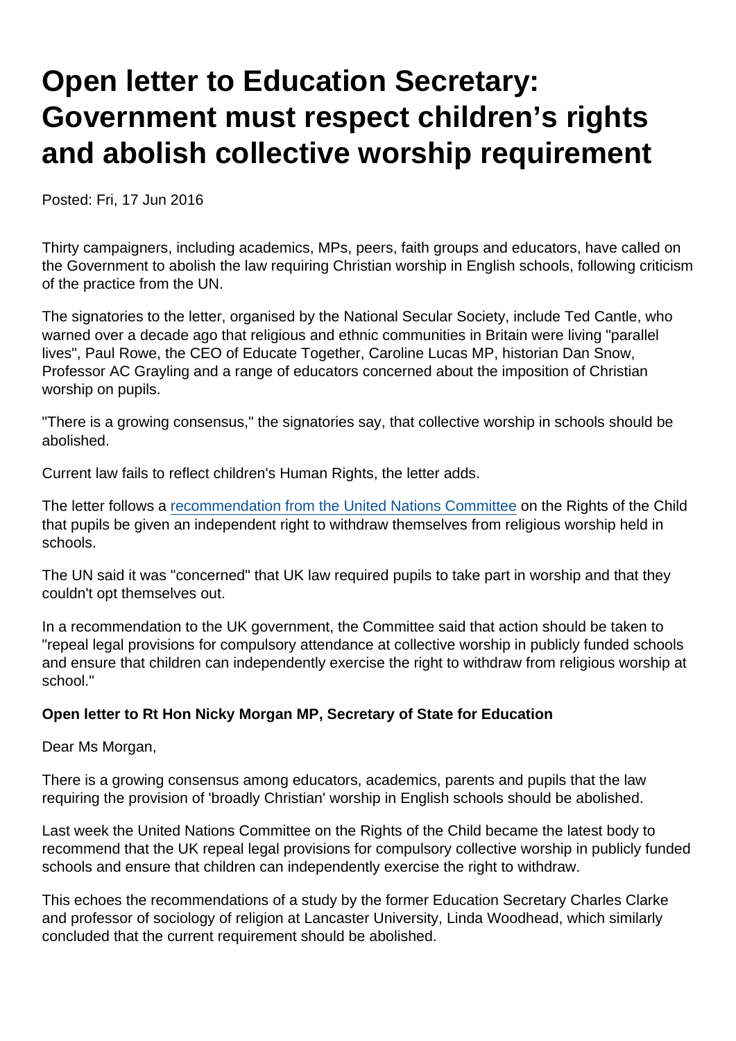# Open letter to Education Secretary: Government must respect children's rights and abolish collective worship requirement

Posted: Fri, 17 Jun 2016

Thirty campaigners, including academics, MPs, peers, faith groups and educators, have called on the Government to abolish the law requiring Christian worship in English schools, following criticism of the practice from the UN.

The signatories to the letter, organised by the National Secular Society, include Ted Cantle, who warned over a decade ago that religious and ethnic communities in Britain were living "parallel lives", Paul Rowe, the CEO of Educate Together, Caroline Lucas MP, historian Dan Snow, Professor AC Grayling and a range of educators concerned about the imposition of Christian worship on pupils.

"There is a growing consensus," the signatories say, that collective worship in schools should be abolished.

Current law fails to reflect children's Human Rights, the letter adds.

The letter follows a recommendation from the United Nations Committee on the Rights of the Child that pupils be given an independent right to withdraw themselves from religious worship held in schools.

The UN said it was "concerned" that UK law required pupils to take part in worship and that they couldn't opt themselves out.

In a recommendation to the UK government, the Committee said that action should be taken to "repeal legal provisions for compulsory attendance at collective worship in publicly funded schools and ensure that children can independently exercise the right to withdraw from religious worship at school."

**Open letter to Rt Hon Nicky Morgan MP, Secretary of State for Education**

Dear Ms Morgan,

There is a growing consensus among educators, academics, parents and pupils that the law requiring the provision of 'broadly Christian' worship in English schools should be abolished.

Last week the United Nations Committee on the Rights of the Child became the latest body to recommend that the UK repeal legal provisions for compulsory collective worship in publicly funded schools and ensure that children can independently exercise the right to withdraw.

This echoes the recommendations of a study by the former Education Secretary Charles Clarke and professor of sociology of religion at Lancaster University, Linda Woodhead, which similarly concluded that the current requirement should be abolished.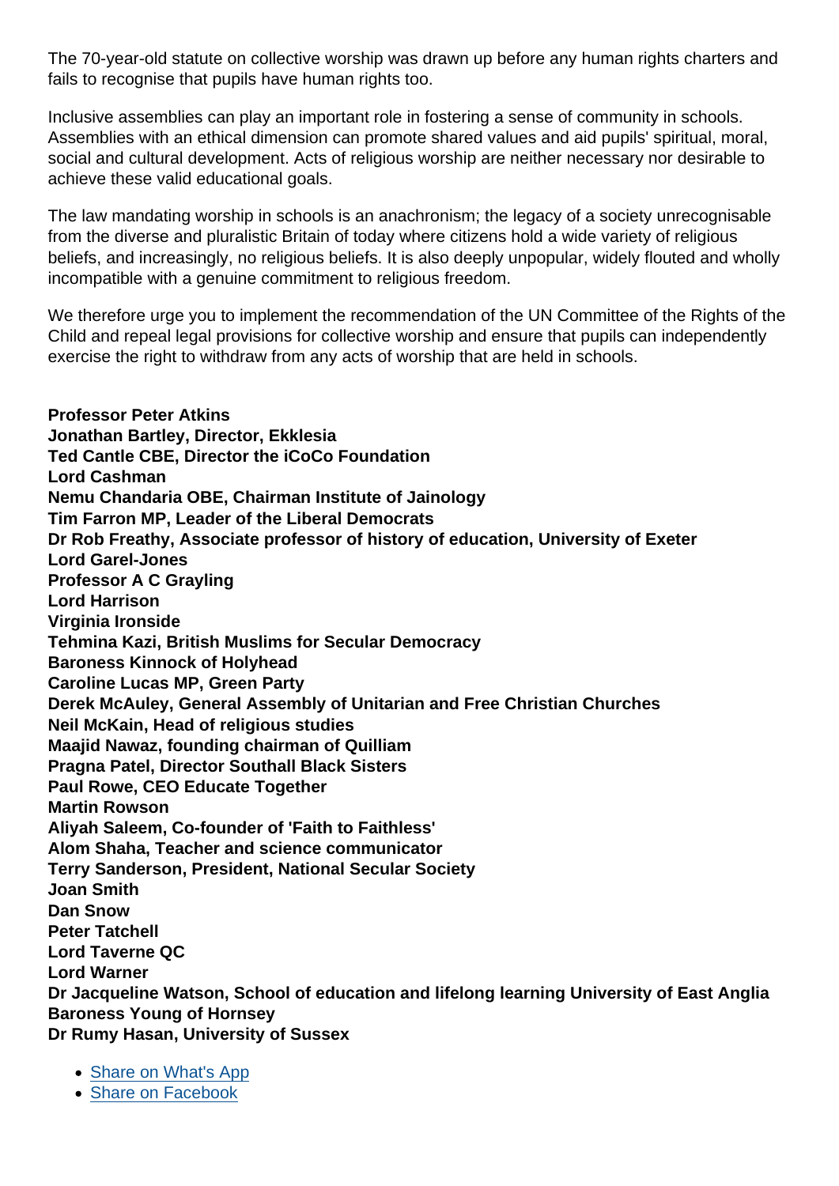The 70-year-old statute on collective worship was drawn up before any human rights charters and fails to recognise that pupils have human rights too.

Inclusive assemblies can play an important role in fostering a sense of community in schools. Assemblies with an ethical dimension can promote shared values and aid pupils' spiritual, moral, social and cultural development. Acts of religious worship are neither necessary nor desirable to achieve these valid educational goals.

The law mandating worship in schools is an anachronism; the legacy of a society unrecognisable from the diverse and pluralistic Britain of today where citizens hold a wide variety of religious beliefs, and increasingly, no religious beliefs. It is also deeply unpopular, widely flouted and wholly incompatible with a genuine commitment to religious freedom.

We therefore urge you to implement the recommendation of the UN Committee of the Rights of the Child and repeal legal provisions for collective worship and ensure that pupils can independently exercise the right to withdraw from any acts of worship that are held in schools.

**Professor Peter Atkins**
**Jonathan Bartley, Director, Ekklesia**
**Ted Cantle CBE, Director the iCoCo Foundation**
**Lord Cashman**
**Nemu Chandaria OBE, Chairman Institute of Jainology**
**Tim Farron MP, Leader of the Liberal Democrats**
**Dr Rob Freathy, Associate professor of history of education, University of Exeter**
**Lord Garel-Jones**
**Professor A C Grayling**
**Lord Harrison**
**Virginia Ironside**
**Tehmina Kazi, British Muslims for Secular Democracy**
**Baroness Kinnock of Holyhead**
**Caroline Lucas MP, Green Party**
**Derek McAuley, General Assembly of Unitarian and Free Christian Churches**
**Neil McKain, Head of religious studies**
**Maajid Nawaz, founding chairman of Quilliam**
**Pragna Patel, Director Southall Black Sisters**
**Paul Rowe, CEO Educate Together**
**Martin Rowson**
**Aliyah Saleem, Co-founder of 'Faith to Faithless'**
**Alom Shaha, Teacher and science communicator**
**Terry Sanderson, President, National Secular Society**
**Joan Smith**
**Dan Snow**
**Peter Tatchell**
**Lord Taverne QC**
**Lord Warner**
**Dr Jacqueline Watson, School of education and lifelong learning University of East Anglia**
**Baroness Young of Hornsey**
**Dr Rumy Hasan, University of Sussex**

- Share on What's App
- Share on Facebook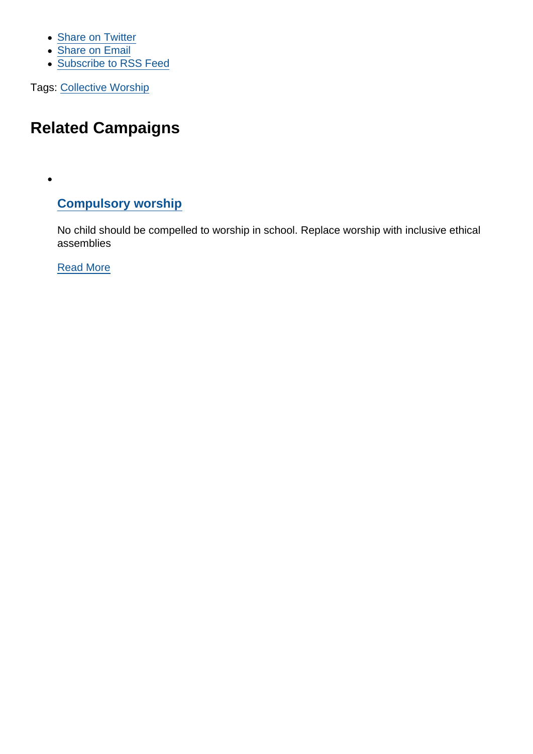- Share on Twitter
- Share on Email
- Subscribe to RSS Feed

Tags: Collective Worship

## Related Campaigns

- ### Compulsory worship

  No child should be compelled to worship in school. Replace worship with inclusive ethical assemblies

  Read More